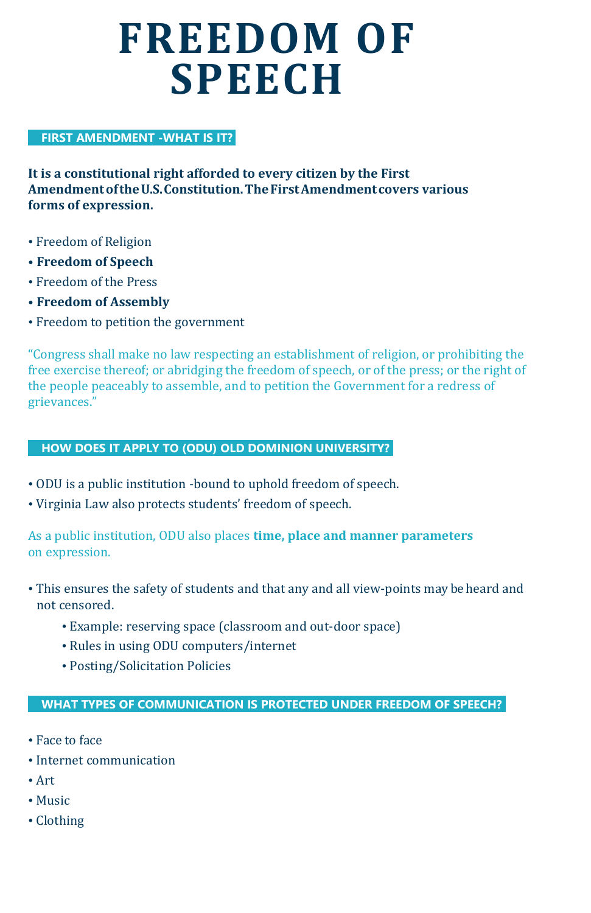# FREEDOM OF SPEECH

## FIRST AMENDMENT -WHAT IS IT?

**It is a constitutional right afforded to every citizen by the First Amendment of the U.S. Constitution. The First Amendment covers various forms of expression.**

- Freedom of Religion
- **Freedom of Speech**
- Freedom of the Press
- **Freedom of Assembly**
- Freedom to petition the government

"Congress shall make no law respecting an establishment of religion, or prohibiting the free exercise thereof; or abridging the freedom of speech, or of the press; or the right of the people peaceably to assemble, and to petition the Government for a redress of grievances."

## HOW DOES IT APPLY TO (ODU) OLD DOMINION UNIVERSITY?

- ODU is a public institution -bound to uphold freedom of speech.
- Virginia Law also protects students' freedom of speech.

As a public institution, ODU also places **time, place and manner parameters** on expression.

- This ensures the safety of students and that any and all view-points may be heard and not censored.
  - Example: reserving space (classroom and out-door space)
  - Rules in using ODU computers/internet
  - Posting/Solicitation Policies

## WHAT TYPES OF COMMUNICATION IS PROTECTED UNDER FREEDOM OF SPEECH?

- Face to face
- Internet communication
- Art
- Music
- Clothing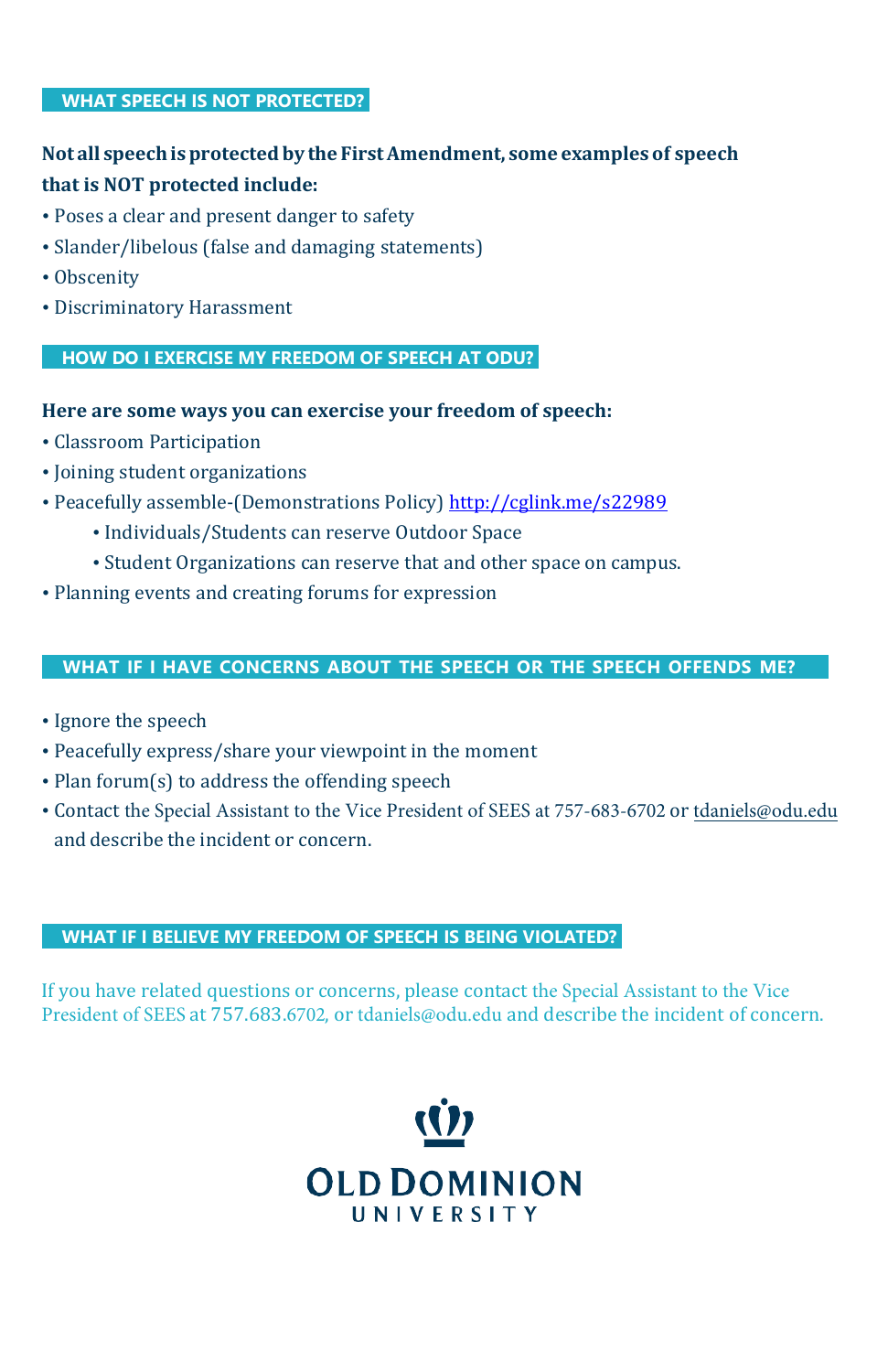## WHAT SPEECH IS NOT PROTECTED?

**Not all speech is protected by the First Amendment, some examples of speech that is NOT protected include:**

- Poses a clear and present danger to safety
- Slander/libelous (false and damaging statements)
- Obscenity
- Discriminatory Harassment

## HOW DO I EXERCISE MY FREEDOM OF SPEECH AT ODU?

**Here are some ways you can exercise your freedom of speech:**

- Classroom Participation
- Joining student organizations
- Peacefully assemble-(Demonstrations Policy) [http://cglink.me/s22989](http://cglink.me/s22989)
    - Individuals/Students can reserve Outdoor Space
    - Student Organizations can reserve that and other space on campus.
- Planning events and creating forums for expression

## WHAT IF I HAVE CONCERNS ABOUT THE SPEECH OR THE SPEECH OFFENDS ME?

- Ignore the speech
- Peacefully express/share your viewpoint in the moment
- Plan forum(s) to address the offending speech
- Contact the Special Assistant to the Vice President of SEES at 757-683-6702 or tdaniels@odu.edu and describe the incident or concern.

## WHAT IF I BELIEVE MY FREEDOM OF SPEECH IS BEING VIOLATED?

If you have related questions or concerns, please contact the Special Assistant to the Vice President of SEES at 757.683.6702, or tdaniels@odu.edu and describe the incident of concern.

OLD DOMINION UNIVERSITY